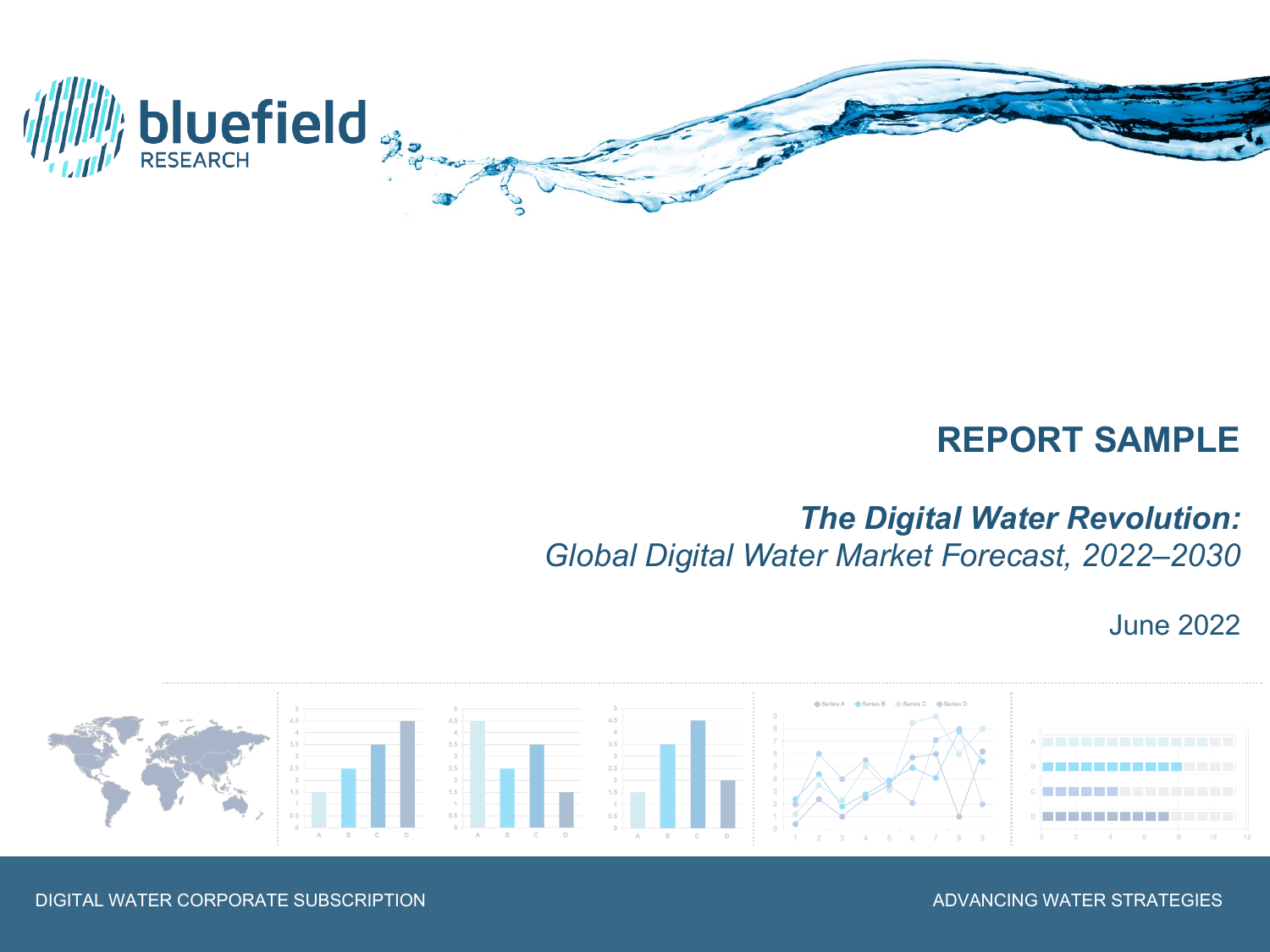bluefield RESEARCH

# REPORT SAMPLE

## *The Digital Water Revolution:*

*Global Digital Water Market Forecast, 2022–2030*

June 2022

DIGITAL WATER CORPORATE SUBSCRIPTION

ADVANCING WATER STRATEGIES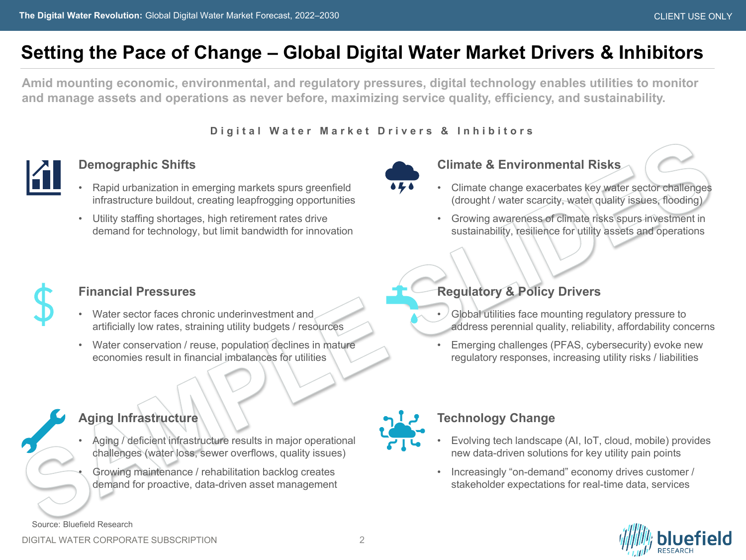# Setting the Pace of Change – Global Digital Water Market Drivers & Inhibitors

**Amid mounting economic, environmental, and regulatory pressures, digital technology enables utilities to monitor and manage assets and operations as never before, maximizing service quality, efficiency, and sustainability.**

### Digital Water Market Drivers & Inhibitors

### Demographic Shifts

- Rapid urbanization in emerging markets spurs greenfield infrastructure buildout, creating leapfrogging opportunities
- Utility staffing shortages, high retirement rates drive demand for technology, but limit bandwidth for innovation

### Climate & Environmental Risks

- Climate change exacerbates key water sector challenges (drought / water scarcity, water quality issues, flooding)
- Growing awareness of climate risks spurs investment in sustainability, resilience for utility assets and operations

### Financial Pressures

- Water sector faces chronic underinvestment and artificially low rates, straining utility budgets / resources
- Water conservation / reuse, population declines in mature economies result in financial imbalances for utilities

### Regulatory & Policy Drivers

- Global utilities face mounting regulatory pressure to address perennial quality, reliability, affordability concerns
- Emerging challenges (PFAS, cybersecurity) evoke new regulatory responses, increasing utility risks / liabilities

### Aging Infrastructure

- Aging / deficient infrastructure results in major operational challenges (water loss, sewer overflows, quality issues)
- Growing maintenance / rehabilitation backlog creates demand for proactive, data-driven asset management

### Technology Change

- Evolving tech landscape (AI, IoT, cloud, mobile) provides new data-driven solutions for key utility pain points
- Increasingly "on-demand" economy drives customer / stakeholder expectations for real-time data, services

Source: Bluefield Research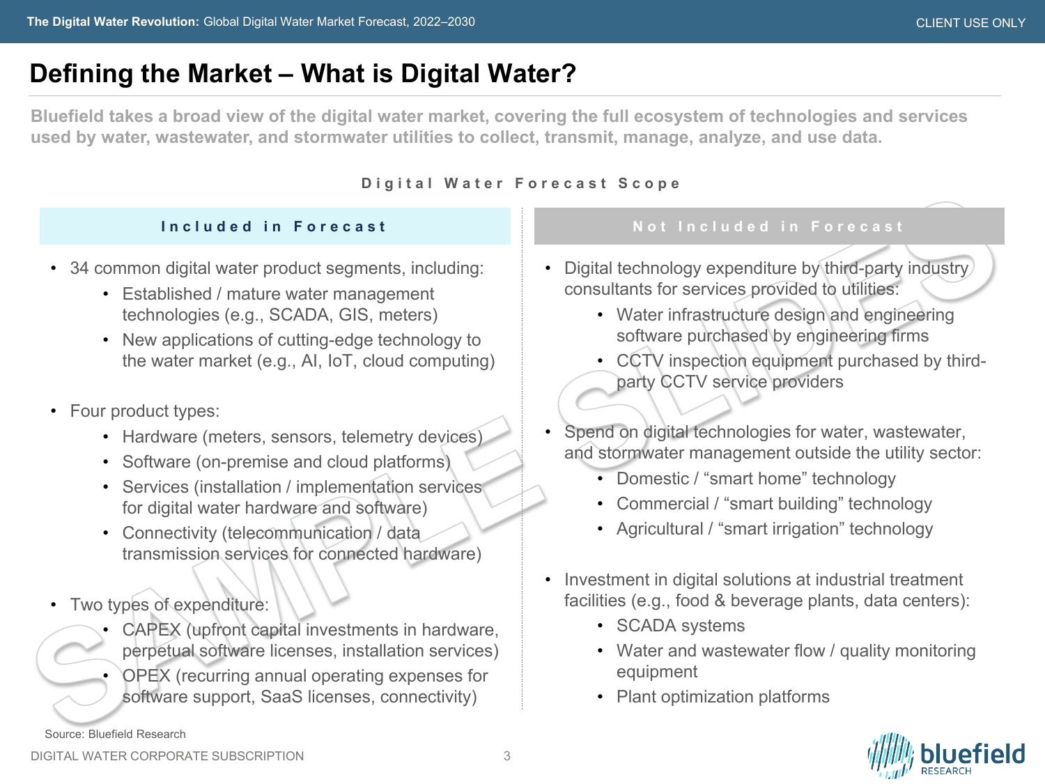# Defining the Market – What is Digital Water?

**Bluefield takes a broad view of the digital water market, covering the full ecosystem of technologies and services used by water, wastewater, and stormwater utilities to collect, transmit, manage, analyze, and use data.**

## Digital Water Forecast Scope

### Included in Forecast

- 34 common digital water product segments, including:
  - Established / mature water management technologies (e.g., SCADA, GIS, meters)
  - New applications of cutting-edge technology to the water market (e.g., AI, IoT, cloud computing)
- Four product types:
  - Hardware (meters, sensors, telemetry devices)
  - Software (on-premise and cloud platforms)
  - Services (installation / implementation services for digital water hardware and software)
  - Connectivity (telecommunication / data transmission services for connected hardware)
- Two types of expenditure:
  - CAPEX (upfront capital investments in hardware, perpetual software licenses, installation services)
  - OPEX (recurring annual operating expenses for software support, SaaS licenses, connectivity)

### Not Included in Forecast

- Digital technology expenditure by third-party industry consultants for services provided to utilities:
  - Water infrastructure design and engineering software purchased by engineering firms
  - CCTV inspection equipment purchased by third-party CCTV service providers
- Spend on digital technologies for water, wastewater, and stormwater management outside the utility sector:
  - Domestic / "smart home" technology
  - Commercial / "smart building" technology
  - Agricultural / "smart irrigation" technology
- Investment in digital solutions at industrial treatment facilities (e.g., food & beverage plants, data centers):
  - SCADA systems
  - Water and wastewater flow / quality monitoring equipment
  - Plant optimization platforms

Source: Bluefield Research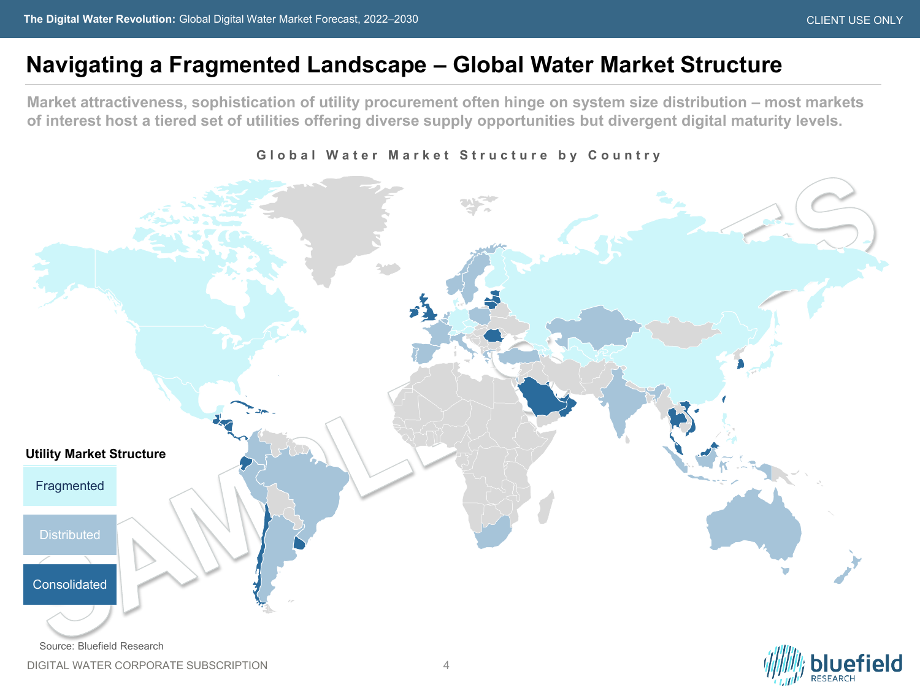# Navigating a Fragmented Landscape – Global Water Market Structure

**Market attractiveness, sophistication of utility procurement often hinge on system size distribution – most markets of interest host a tiered set of utilities offering diverse supply opportunities but divergent digital maturity levels.**

**Global Water Market Structure by Country**

**Utility Market Structure**

- Fragmented
- Distributed
- Consolidated

Source: Bluefield Research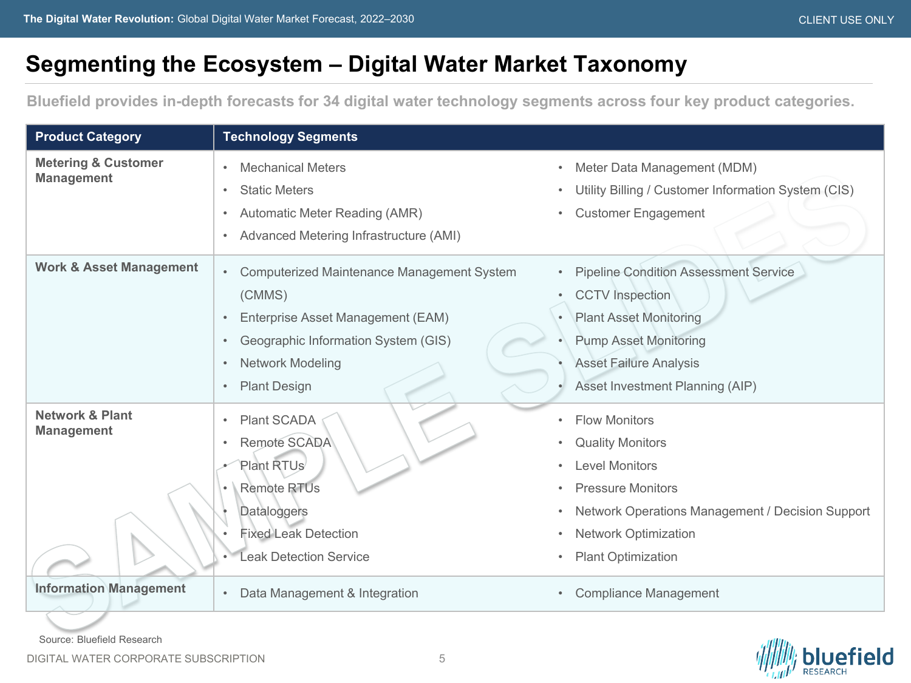# Segmenting the Ecosystem – Digital Water Market Taxonomy

**Bluefield provides in-depth forecasts for 34 digital water technology segments across four key product categories.**

| Product Category | Technology Segments | |
|---|---|---|
| **Metering & Customer Management** | • Mechanical Meters<br>• Static Meters<br>• Automatic Meter Reading (AMR)<br>• Advanced Metering Infrastructure (AMI) | • Meter Data Management (MDM)<br>• Utility Billing / Customer Information System (CIS)<br>• Customer Engagement |
| **Work & Asset Management** | • Computerized Maintenance Management System (CMMS)<br>• Enterprise Asset Management (EAM)<br>• Geographic Information System (GIS)<br>• Network Modeling<br>• Plant Design | • Pipeline Condition Assessment Service<br>• CCTV Inspection<br>• Plant Asset Monitoring<br>• Pump Asset Monitoring<br>• Asset Failure Analysis<br>• Asset Investment Planning (AIP) |
| **Network & Plant Management** | • Plant SCADA<br>• Remote SCADA<br>• Plant RTUs<br>• Remote RTUs<br>• Dataloggers<br>• Fixed Leak Detection<br>• Leak Detection Service | • Flow Monitors<br>• Quality Monitors<br>• Level Monitors<br>• Pressure Monitors<br>• Network Operations Management / Decision Support<br>• Network Optimization<br>• Plant Optimization |
| **Information Management** | • Data Management & Integration | • Compliance Management |

Source: Bluefield Research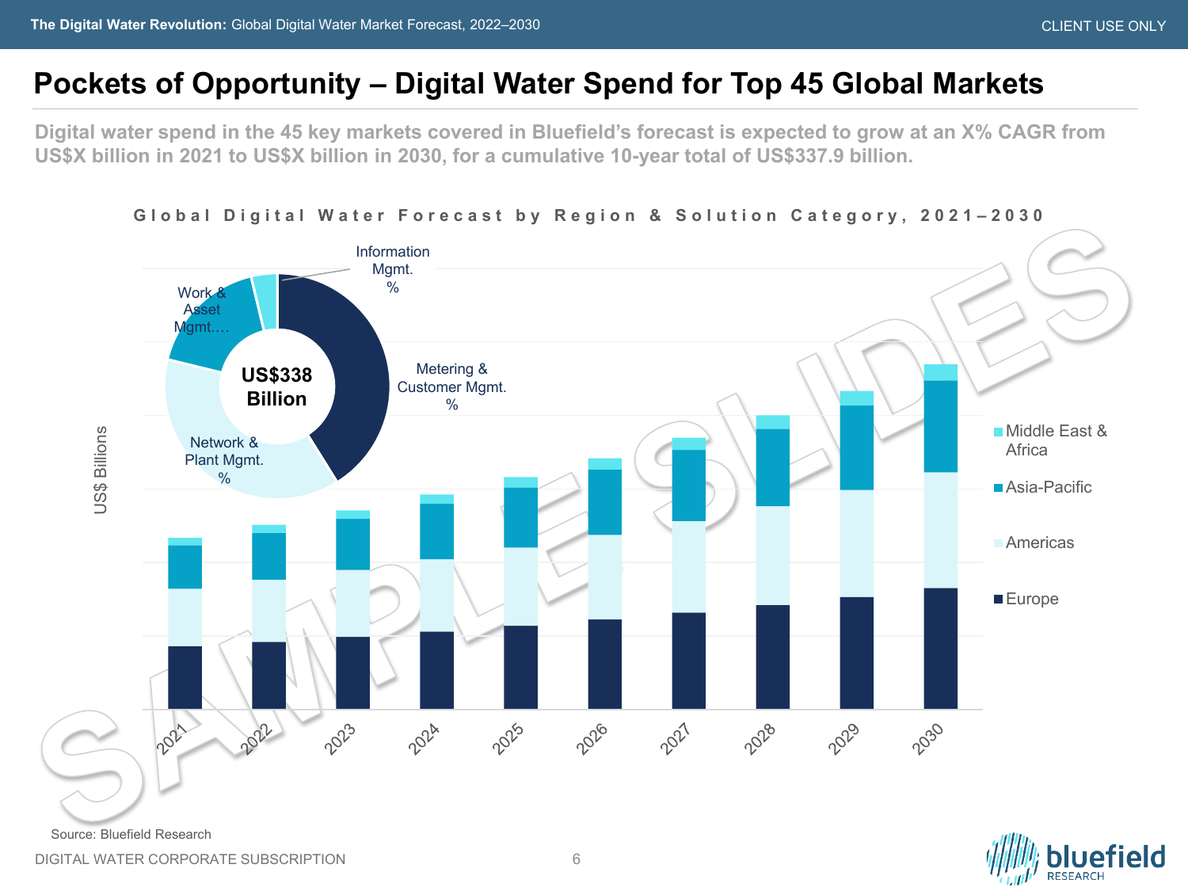# Pockets of Opportunity – Digital Water Spend for Top 45 Global Markets

**Digital water spend in the 45 key markets covered in Bluefield's forecast is expected to grow at an X% CAGR from US$X billion in 2021 to US$X billion in 2030, for a cumulative 10-year total of US$337.9 billion.**

Global Digital Water Forecast by Region & Solution Category, 2021–2030

US$338 Billion

- Metering & Customer Mgmt. %
- Network & Plant Mgmt. %
- Work & Asset Mgmt.…
- Information Mgmt. %

US$ Billions

Legend: Middle East & Africa; Asia-Pacific; Americas; Europe

Years: 2021, 2022, 2023, 2024, 2025, 2026, 2027, 2028, 2029, 2030

Source: Bluefield Research

DIGITAL WATER CORPORATE SUBSCRIPTION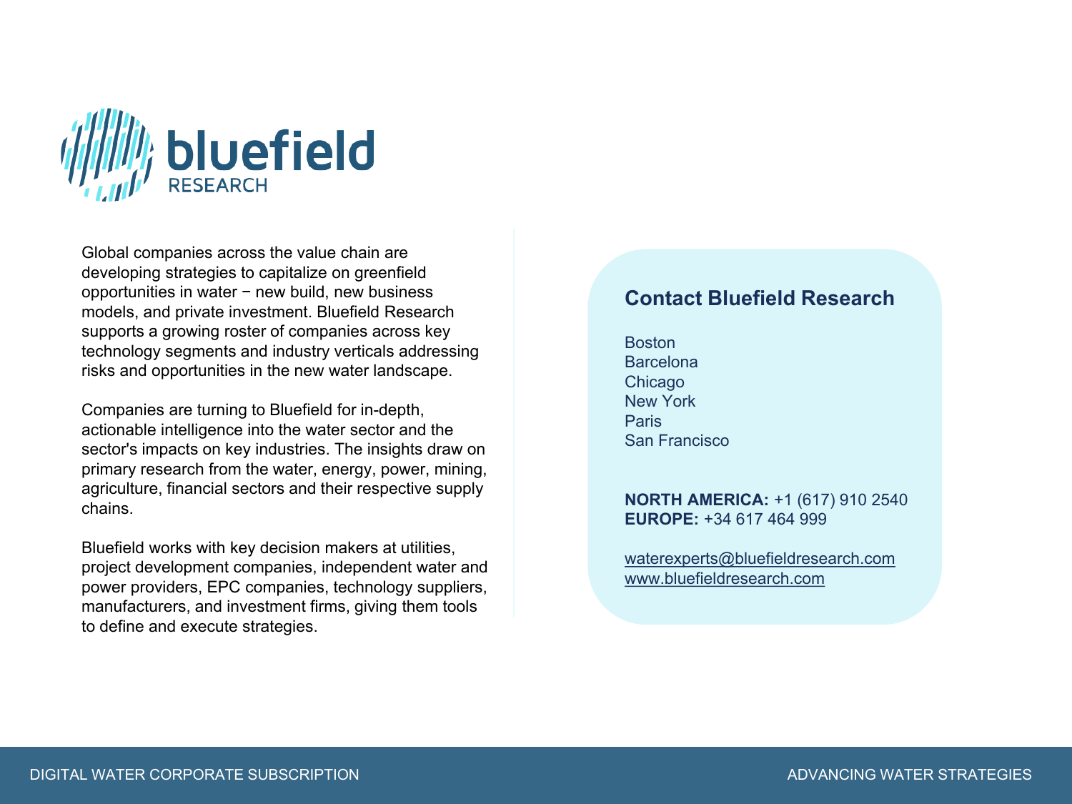bluefield RESEARCH

Global companies across the value chain are developing strategies to capitalize on greenfield opportunities in water − new build, new business models, and private investment. Bluefield Research supports a growing roster of companies across key technology segments and industry verticals addressing risks and opportunities in the new water landscape.

Companies are turning to Bluefield for in-depth, actionable intelligence into the water sector and the sector's impacts on key industries. The insights draw on primary research from the water, energy, power, mining, agriculture, financial sectors and their respective supply chains.

Bluefield works with key decision makers at utilities, project development companies, independent water and power providers, EPC companies, technology suppliers, manufacturers, and investment firms, giving them tools to define and execute strategies.

## Contact Bluefield Research

Boston
Barcelona
Chicago
New York
Paris
San Francisco

**NORTH AMERICA:** +1 (617) 910 2540
**EUROPE:** +34 617 464 999

waterexperts@bluefieldresearch.com
www.bluefieldresearch.com